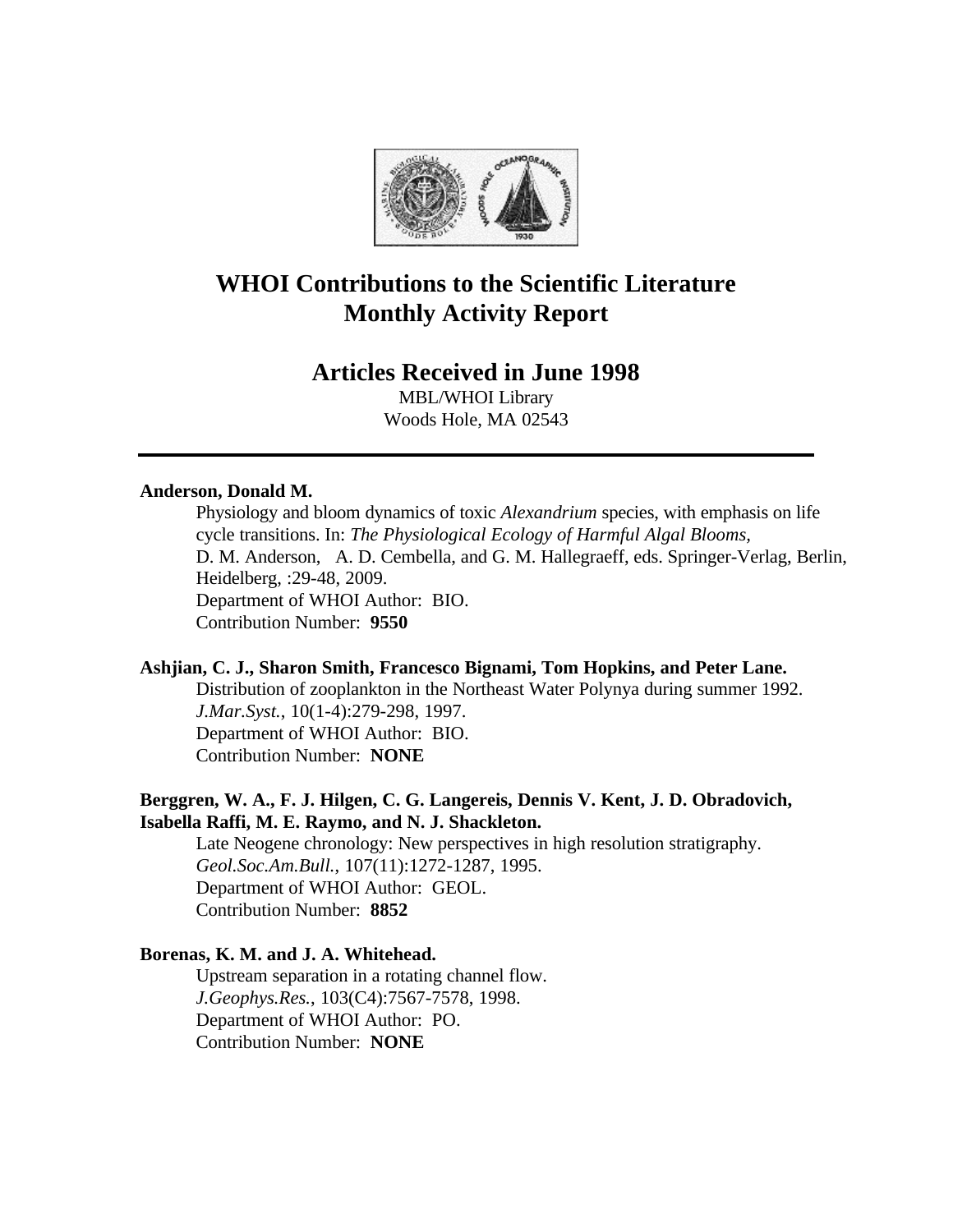# WHOI Contributions to the Scientific Literature
# Monthly Activity Report

## Articles Received in June 1998

MBL/WHOI Library
Woods Hole, MA 02543

---

**Anderson, Donald M.**

Physiology and bloom dynamics of toxic *Alexandrium* species, with emphasis on life cycle transitions. In: *The Physiological Ecology of Harmful Algal Blooms*, D. M. Anderson, A. D. Cembella, and G. M. Hallegraeff, eds. Springer-Verlag, Berlin, Heidelberg, :29-48, 2009.
Department of WHOI Author: BIO.
Contribution Number: **9550**

**Ashjian, C. J., Sharon Smith, Francesco Bignami, Tom Hopkins, and Peter Lane.**

Distribution of zooplankton in the Northeast Water Polynya during summer 1992.
*J.Mar.Syst.*, 10(1-4):279-298, 1997.
Department of WHOI Author: BIO.
Contribution Number: **NONE**

**Berggren, W. A., F. J. Hilgen, C. G. Langereis, Dennis V. Kent, J. D. Obradovich, Isabella Raffi, M. E. Raymo, and N. J. Shackleton.**

Late Neogene chronology: New perspectives in high resolution stratigraphy.
*Geol.Soc.Am.Bull.*, 107(11):1272-1287, 1995.
Department of WHOI Author: GEOL.
Contribution Number: **8852**

**Borenas, K. M. and J. A. Whitehead.**

Upstream separation in a rotating channel flow.
*J.Geophys.Res.*, 103(C4):7567-7578, 1998.
Department of WHOI Author: PO.
Contribution Number: **NONE**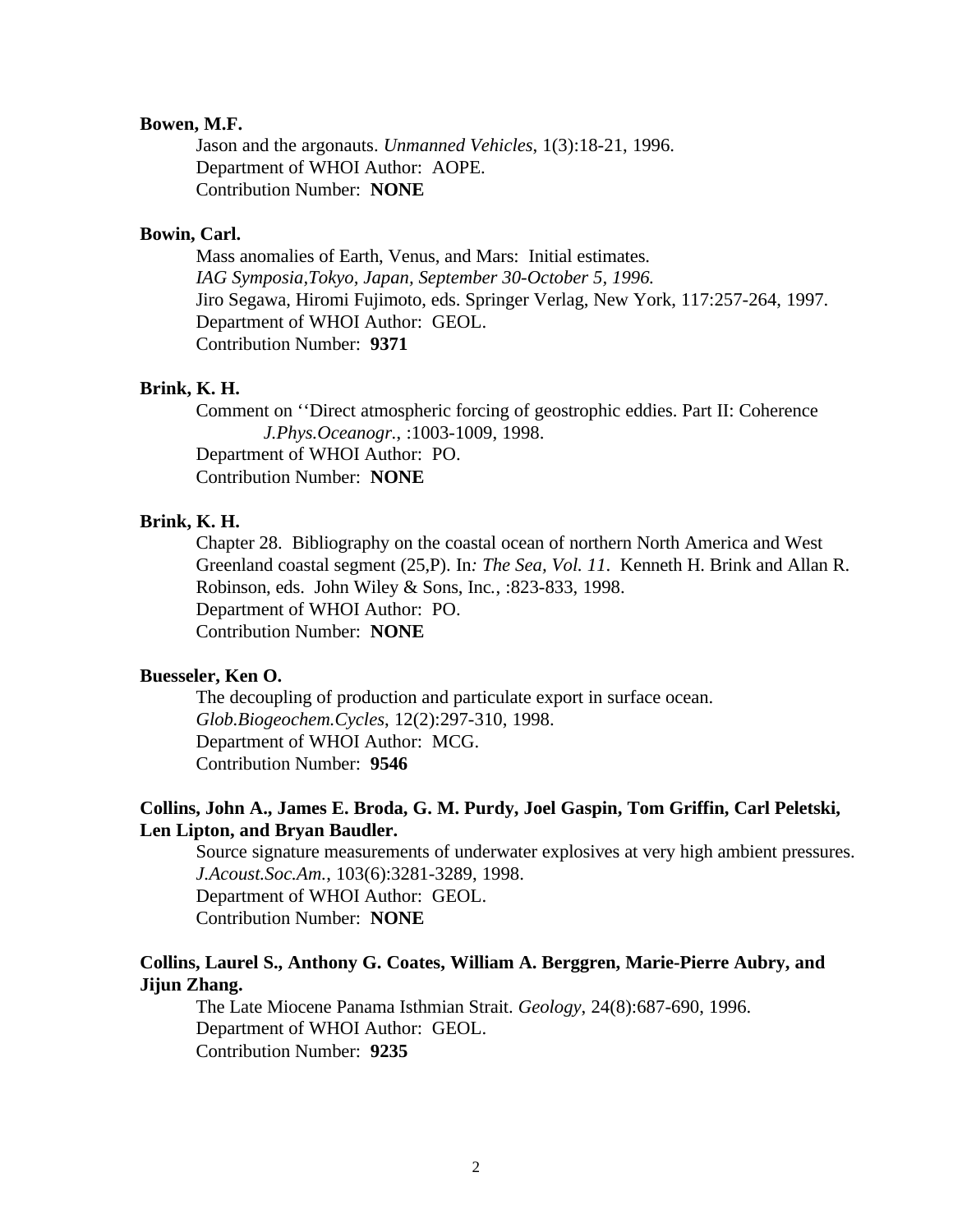**Bowen, M.F.**

Jason and the argonauts. *Unmanned Vehicles*, 1(3):18-21, 1996.
Department of WHOI Author: AOPE.
Contribution Number: **NONE**

**Bowin, Carl.**

Mass anomalies of Earth, Venus, and Mars: Initial estimates.
*IAG Symposia,Tokyo, Japan, September 30-October 5, 1996.*
Jiro Segawa, Hiromi Fujimoto, eds. Springer Verlag, New York, 117:257-264, 1997.
Department of WHOI Author: GEOL.
Contribution Number: **9371**

**Brink, K. H.**

Comment on ''Direct atmospheric forcing of geostrophic eddies. Part II: Coherence
*J.Phys.Oceanogr.*, :1003-1009, 1998.
Department of WHOI Author: PO.
Contribution Number: **NONE**

**Brink, K. H.**

Chapter 28. Bibliography on the coastal ocean of northern North America and West Greenland coastal segment (25,P). In*: The Sea, Vol. 11*. Kenneth H. Brink and Allan R. Robinson, eds. John Wiley & Sons, Inc., :823-833, 1998.
Department of WHOI Author: PO.
Contribution Number: **NONE**

**Buesseler, Ken O.**

The decoupling of production and particulate export in surface ocean.
*Glob.Biogeochem.Cycles*, 12(2):297-310, 1998.
Department of WHOI Author: MCG.
Contribution Number: **9546**

**Collins, John A., James E. Broda, G. M. Purdy, Joel Gaspin, Tom Griffin, Carl Peletski, Len Lipton, and Bryan Baudler.**

Source signature measurements of underwater explosives at very high ambient pressures.
*J.Acoust.Soc.Am.*, 103(6):3281-3289, 1998.
Department of WHOI Author: GEOL.
Contribution Number: **NONE**

**Collins, Laurel S., Anthony G. Coates, William A. Berggren, Marie-Pierre Aubry, and Jijun Zhang.**

The Late Miocene Panama Isthmian Strait. *Geology*, 24(8):687-690, 1996.
Department of WHOI Author: GEOL.
Contribution Number: **9235**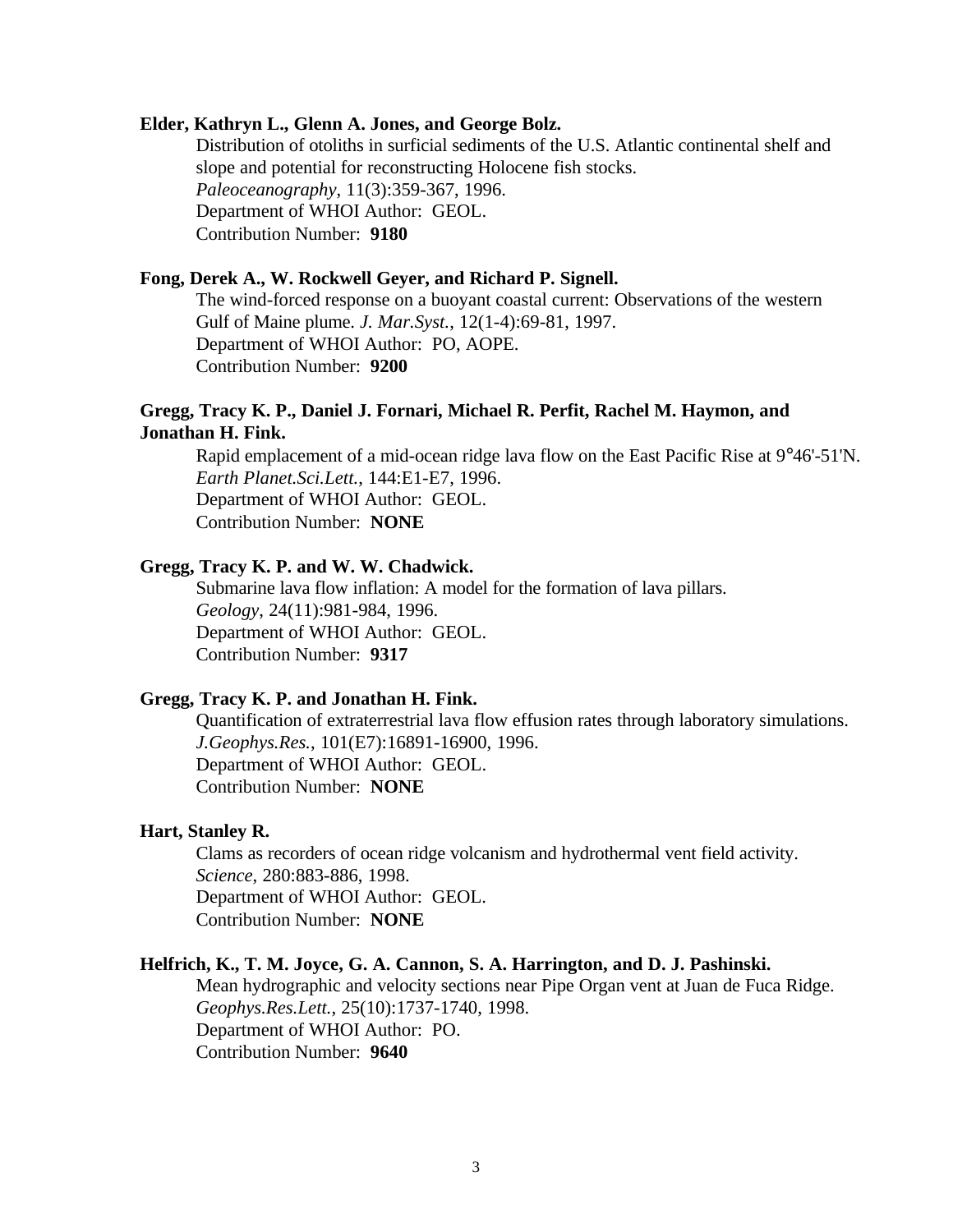**Elder, Kathryn L., Glenn A. Jones, and George Bolz.**

Distribution of otoliths in surficial sediments of the U.S. Atlantic continental shelf and slope and potential for reconstructing Holocene fish stocks.
*Paleoceanography*, 11(3):359-367, 1996.
Department of WHOI Author: GEOL.
Contribution Number: **9180**

**Fong, Derek A., W. Rockwell Geyer, and Richard P. Signell.**

The wind-forced response on a buoyant coastal current: Observations of the western Gulf of Maine plume. *J. Mar.Syst.*, 12(1-4):69-81, 1997.
Department of WHOI Author: PO, AOPE.
Contribution Number: **9200**

**Gregg, Tracy K. P., Daniel J. Fornari, Michael R. Perfit, Rachel M. Haymon, and Jonathan H. Fink.**

Rapid emplacement of a mid-ocean ridge lava flow on the East Pacific Rise at 9°46'-51'N.
*Earth Planet.Sci.Lett.*, 144:E1-E7, 1996.
Department of WHOI Author: GEOL.
Contribution Number: **NONE**

**Gregg, Tracy K. P. and W. W. Chadwick.**

Submarine lava flow inflation: A model for the formation of lava pillars.
*Geology*, 24(11):981-984, 1996.
Department of WHOI Author: GEOL.
Contribution Number: **9317**

**Gregg, Tracy K. P. and Jonathan H. Fink.**

Quantification of extraterrestrial lava flow effusion rates through laboratory simulations.
*J.Geophys.Res.*, 101(E7):16891-16900, 1996.
Department of WHOI Author: GEOL.
Contribution Number: **NONE**

**Hart, Stanley R.**

Clams as recorders of ocean ridge volcanism and hydrothermal vent field activity.
*Science*, 280:883-886, 1998.
Department of WHOI Author: GEOL.
Contribution Number: **NONE**

**Helfrich, K., T. M. Joyce, G. A. Cannon, S. A. Harrington, and D. J. Pashinski.**

Mean hydrographic and velocity sections near Pipe Organ vent at Juan de Fuca Ridge.
*Geophys.Res.Lett.*, 25(10):1737-1740, 1998.
Department of WHOI Author: PO.
Contribution Number: **9640**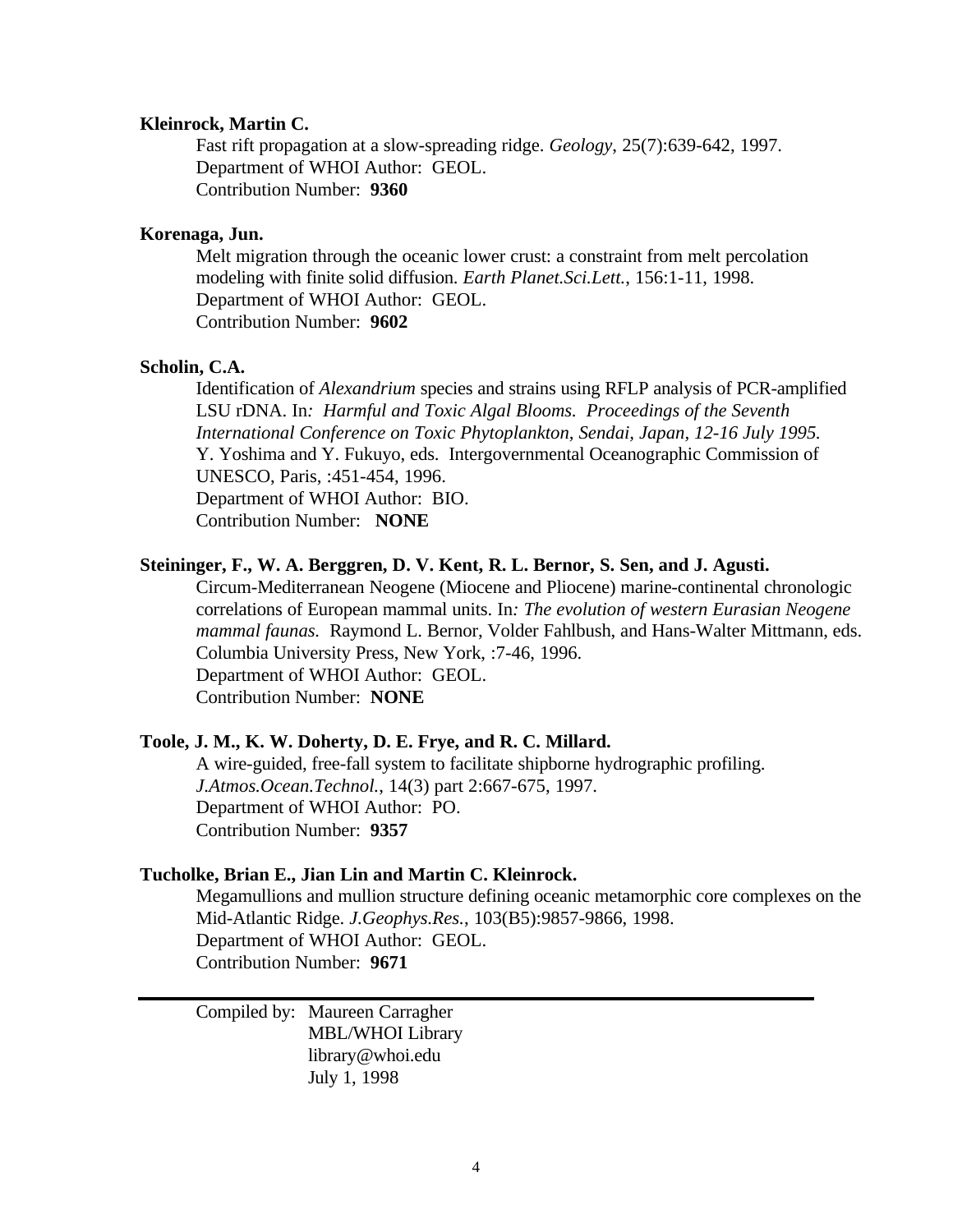**Kleinrock, Martin C.**

Fast rift propagation at a slow-spreading ridge. *Geology*, 25(7):639-642, 1997.
Department of WHOI Author: GEOL.
Contribution Number: **9360**

**Korenaga, Jun.**

Melt migration through the oceanic lower crust: a constraint from melt percolation modeling with finite solid diffusion. *Earth Planet.Sci.Lett.*, 156:1-11, 1998.
Department of WHOI Author: GEOL.
Contribution Number: **9602**

**Scholin, C.A.**

Identification of *Alexandrium* species and strains using RFLP analysis of PCR-amplified LSU rDNA. In*: Harmful and Toxic Algal Blooms. Proceedings of the Seventh International Conference on Toxic Phytoplankton, Sendai, Japan, 12-16 July 1995.* Y. Yoshima and Y. Fukuyo, eds. Intergovernmental Oceanographic Commission of UNESCO, Paris, :451-454, 1996.
Department of WHOI Author: BIO.
Contribution Number: **NONE**

**Steininger, F., W. A. Berggren, D. V. Kent, R. L. Bernor, S. Sen, and J. Agusti.**

Circum-Mediterranean Neogene (Miocene and Pliocene) marine-continental chronologic correlations of European mammal units. In*: The evolution of western Eurasian Neogene mammal faunas.* Raymond L. Bernor, Volder Fahlbush, and Hans-Walter Mittmann, eds. Columbia University Press, New York, :7-46, 1996.
Department of WHOI Author: GEOL.
Contribution Number: **NONE**

**Toole, J. M., K. W. Doherty, D. E. Frye, and R. C. Millard.**

A wire-guided, free-fall system to facilitate shipborne hydrographic profiling. *J.Atmos.Ocean.Technol.*, 14(3) part 2:667-675, 1997.
Department of WHOI Author: PO.
Contribution Number: **9357**

**Tucholke, Brian E., Jian Lin and Martin C. Kleinrock.**

Megamullions and mullion structure defining oceanic metamorphic core complexes on the Mid-Atlantic Ridge. *J.Geophys.Res.*, 103(B5):9857-9866, 1998.
Department of WHOI Author: GEOL.
Contribution Number: **9671**

---

Compiled by: Maureen Carragher
MBL/WHOI Library
library@whoi.edu
July 1, 1998